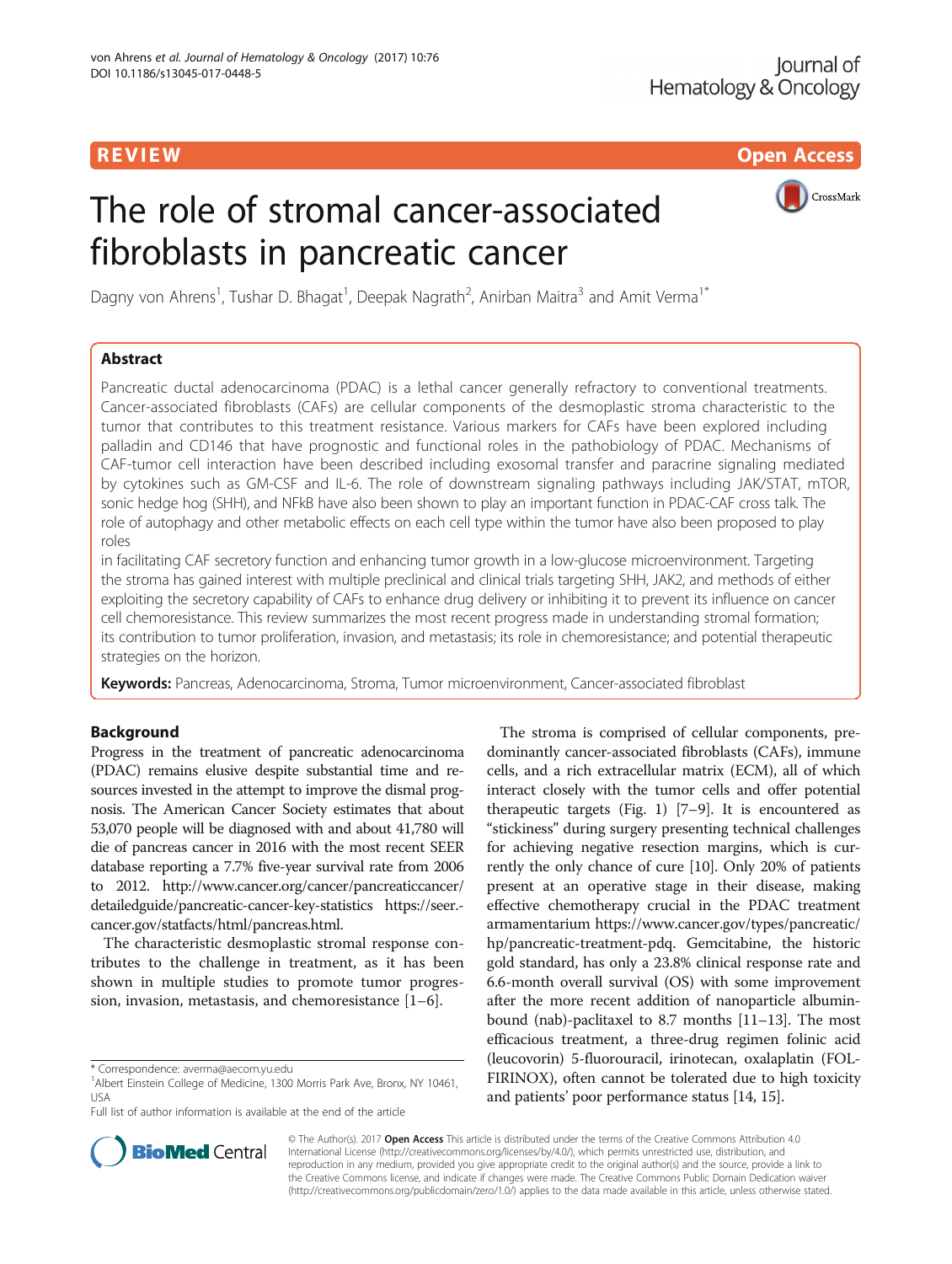REVIEW

Open Access

# The role of stromal cancer-associated fibroblasts in pancreatic cancer

Dagny von Ahrens[1], Tushar D. Bhagat[1], Deepak Nagrath[2], Anirban Maitra[3] and Amit Verma[1*]

## Abstract

Pancreatic ductal adenocarcinoma (PDAC) is a lethal cancer generally refractory to conventional treatments. Cancer-associated fibroblasts (CAFs) are cellular components of the desmoplastic stroma characteristic to the tumor that contributes to this treatment resistance. Various markers for CAFs have been explored including palladin and CD146 that have prognostic and functional roles in the pathobiology of PDAC. Mechanisms of CAF-tumor cell interaction have been described including exosomal transfer and paracrine signaling mediated by cytokines such as GM-CSF and IL-6. The role of downstream signaling pathways including JAK/STAT, mTOR, sonic hedge hog (SHH), and NFkB have also been shown to play an important function in PDAC-CAF cross talk. The role of autophagy and other metabolic effects on each cell type within the tumor have also been proposed to play roles

in facilitating CAF secretory function and enhancing tumor growth in a low-glucose microenvironment. Targeting the stroma has gained interest with multiple preclinical and clinical trials targeting SHH, JAK2, and methods of either exploiting the secretory capability of CAFs to enhance drug delivery or inhibiting it to prevent its influence on cancer cell chemoresistance. This review summarizes the most recent progress made in understanding stromal formation; its contribution to tumor proliferation, invasion, and metastasis; its role in chemoresistance; and potential therapeutic strategies on the horizon.

**Keywords:** Pancreas, Adenocarcinoma, Stroma, Tumor microenvironment, Cancer-associated fibroblast

## Background

Progress in the treatment of pancreatic adenocarcinoma (PDAC) remains elusive despite substantial time and resources invested in the attempt to improve the dismal prognosis. The American Cancer Society estimates that about 53,070 people will be diagnosed with and about 41,780 will die of pancreas cancer in 2016 with the most recent SEER database reporting a 7.7% five-year survival rate from 2006 to 2012. http://www.cancer.org/cancer/pancreaticcancer/detailedguide/pancreatic-cancer-key-statistics https://seer.cancer.gov/statfacts/html/pancreas.html.

The characteristic desmoplastic stromal response contributes to the challenge in treatment, as it has been shown in multiple studies to promote tumor progression, invasion, metastasis, and chemoresistance [1–6].

The stroma is comprised of cellular components, predominantly cancer-associated fibroblasts (CAFs), immune cells, and a rich extracellular matrix (ECM), all of which interact closely with the tumor cells and offer potential therapeutic targets (Fig. 1) [7–9]. It is encountered as "stickiness" during surgery presenting technical challenges for achieving negative resection margins, which is currently the only chance of cure [10]. Only 20% of patients present at an operative stage in their disease, making effective chemotherapy crucial in the PDAC treatment armamentarium https://www.cancer.gov/types/pancreatic/hp/pancreatic-treatment-pdq. Gemcitabine, the historic gold standard, has only a 23.8% clinical response rate and 6.6-month overall survival (OS) with some improvement after the more recent addition of nanoparticle albumin-bound (nab)-paclitaxel to 8.7 months [11–13]. The most efficacious treatment, a three-drug regimen folinic acid (leucovorin) 5-fluorouracil, irinotecan, oxalaplatin (FOLFIRINOX), often cannot be tolerated due to high toxicity and patients' poor performance status [14, 15].

\* Correspondence: averma@aecom.yu.edu
[1]Albert Einstein College of Medicine, 1300 Morris Park Ave, Bronx, NY 10461, USA
Full list of author information is available at the end of the article

© The Author(s). 2017 **Open Access** This article is distributed under the terms of the Creative Commons Attribution 4.0 International License (http://creativecommons.org/licenses/by/4.0/), which permits unrestricted use, distribution, and reproduction in any medium, provided you give appropriate credit to the original author(s) and the source, provide a link to the Creative Commons license, and indicate if changes were made. The Creative Commons Public Domain Dedication waiver (http://creativecommons.org/publicdomain/zero/1.0/) applies to the data made available in this article, unless otherwise stated.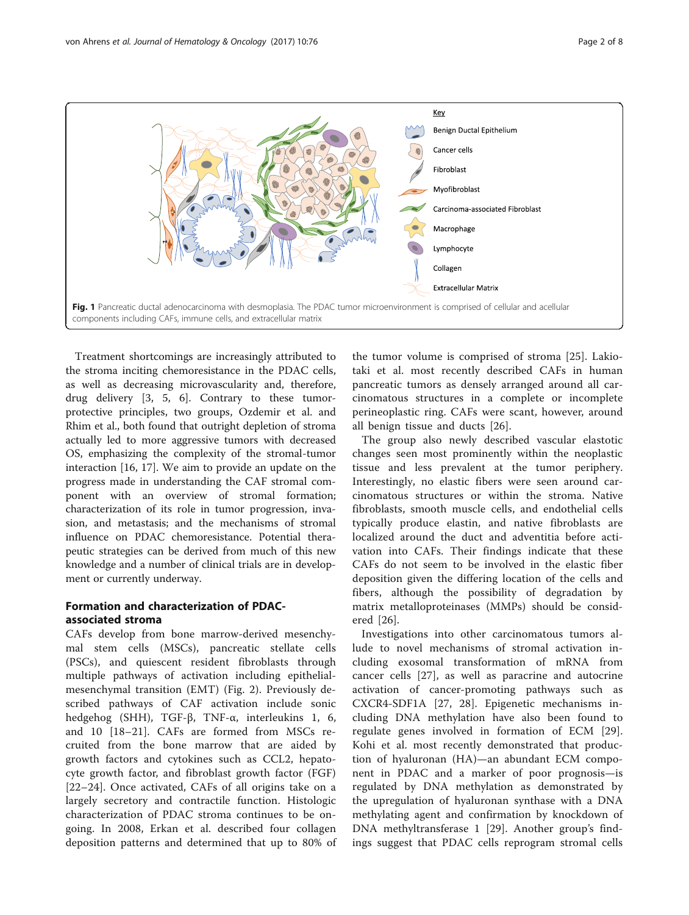Fig. 1 Pancreatic ductal adenocarcinoma with desmoplasia. The PDAC tumor microenvironment is comprised of cellular and acellular components including CAFs, immune cells, and extracellular matrix

Treatment shortcomings are increasingly attributed to the stroma inciting chemoresistance in the PDAC cells, as well as decreasing microvascularity and, therefore, drug delivery [3, 5, 6]. Contrary to these tumor-protective principles, two groups, Ozdemir et al. and Rhim et al., both found that outright depletion of stroma actually led to more aggressive tumors with decreased OS, emphasizing the complexity of the stromal-tumor interaction [16, 17]. We aim to provide an update on the progress made in understanding the CAF stromal component with an overview of stromal formation; characterization of its role in tumor progression, invasion, and metastasis; and the mechanisms of stromal influence on PDAC chemoresistance. Potential therapeutic strategies can be derived from much of this new knowledge and a number of clinical trials are in development or currently underway.

## Formation and characterization of PDAC-associated stroma

CAFs develop from bone marrow-derived mesenchymal stem cells (MSCs), pancreatic stellate cells (PSCs), and quiescent resident fibroblasts through multiple pathways of activation including epithelial-mesenchymal transition (EMT) (Fig. 2). Previously described pathways of CAF activation include sonic hedgehog (SHH), TGF-β, TNF-α, interleukins 1, 6, and 10 [18–21]. CAFs are formed from MSCs recruited from the bone marrow that are aided by growth factors and cytokines such as CCL2, hepatocyte growth factor, and fibroblast growth factor (FGF) [22–24]. Once activated, CAFs of all origins take on a largely secretory and contractile function. Histologic characterization of PDAC stroma continues to be ongoing. In 2008, Erkan et al. described four collagen deposition patterns and determined that up to 80% of the tumor volume is comprised of stroma [25]. Lakiotaki et al. most recently described CAFs in human pancreatic tumors as densely arranged around all carcinomatous structures in a complete or incomplete perineoplastic ring. CAFs were scant, however, around all benign tissue and ducts [26].

The group also newly described vascular elastotic changes seen most prominently within the neoplastic tissue and less prevalent at the tumor periphery. Interestingly, no elastic fibers were seen around carcinomatous structures or within the stroma. Native fibroblasts, smooth muscle cells, and endothelial cells typically produce elastin, and native fibroblasts are localized around the duct and adventitia before activation into CAFs. Their findings indicate that these CAFs do not seem to be involved in the elastic fiber deposition given the differing location of the cells and fibers, although the possibility of degradation by matrix metalloproteinases (MMPs) should be considered [26].

Investigations into other carcinomatous tumors allude to novel mechanisms of stromal activation including exosomal transformation of mRNA from cancer cells [27], as well as paracrine and autocrine activation of cancer-promoting pathways such as CXCR4-SDF1A [27, 28]. Epigenetic mechanisms including DNA methylation have also been found to regulate genes involved in formation of ECM [29]. Kohi et al. most recently demonstrated that production of hyaluronan (HA)—an abundant ECM component in PDAC and a marker of poor prognosis—is regulated by DNA methylation as demonstrated by the upregulation of hyaluronan synthase with a DNA methylating agent and confirmation by knockdown of DNA methyltransferase 1 [29]. Another group's findings suggest that PDAC cells reprogram stromal cells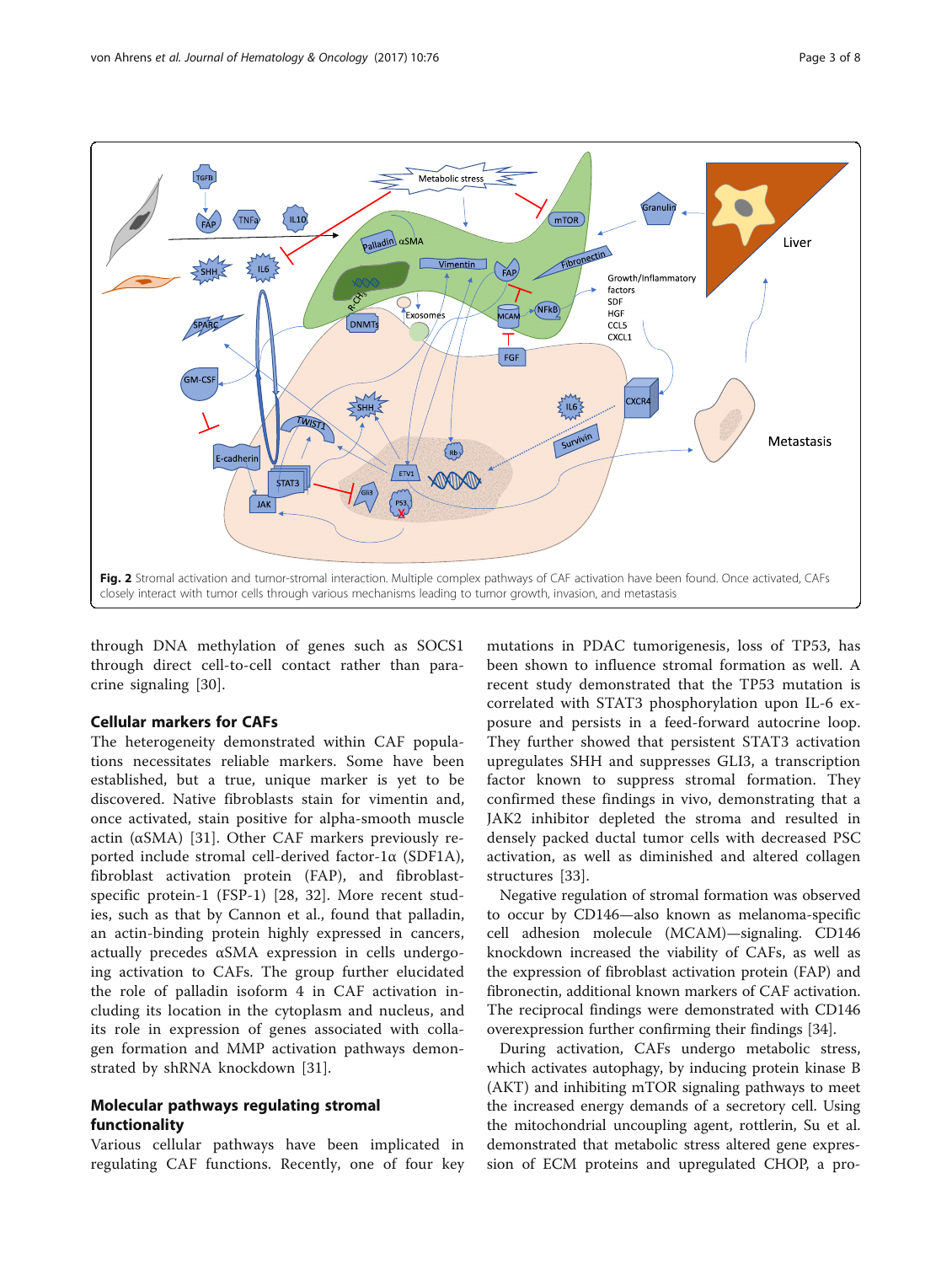**Fig. 2** Stromal activation and tumor-stromal interaction. Multiple complex pathways of CAF activation have been found. Once activated, CAFs closely interact with tumor cells through various mechanisms leading to tumor growth, invasion, and metastasis

through DNA methylation of genes such as SOCS1 through direct cell-to-cell contact rather than paracrine signaling [30].

## Cellular markers for CAFs

The heterogeneity demonstrated within CAF populations necessitates reliable markers. Some have been established, but a true, unique marker is yet to be discovered. Native fibroblasts stain for vimentin and, once activated, stain positive for alpha-smooth muscle actin (αSMA) [31]. Other CAF markers previously reported include stromal cell-derived factor-1α (SDF1A), fibroblast activation protein (FAP), and fibroblast-specific protein-1 (FSP-1) [28, 32]. More recent studies, such as that by Cannon et al., found that palladin, an actin-binding protein highly expressed in cancers, actually precedes αSMA expression in cells undergoing activation to CAFs. The group further elucidated the role of palladin isoform 4 in CAF activation including its location in the cytoplasm and nucleus, and its role in expression of genes associated with collagen formation and MMP activation pathways demonstrated by shRNA knockdown [31].

## Molecular pathways regulating stromal functionality

Various cellular pathways have been implicated in regulating CAF functions. Recently, one of four key mutations in PDAC tumorigenesis, loss of TP53, has been shown to influence stromal formation as well. A recent study demonstrated that the TP53 mutation is correlated with STAT3 phosphorylation upon IL-6 exposure and persists in a feed-forward autocrine loop. They further showed that persistent STAT3 activation upregulates SHH and suppresses GLI3, a transcription factor known to suppress stromal formation. They confirmed these findings in vivo, demonstrating that a JAK2 inhibitor depleted the stroma and resulted in densely packed ductal tumor cells with decreased PSC activation, as well as diminished and altered collagen structures [33].

Negative regulation of stromal formation was observed to occur by CD146—also known as melanoma-specific cell adhesion molecule (MCAM)—signaling. CD146 knockdown increased the viability of CAFs, as well as the expression of fibroblast activation protein (FAP) and fibronectin, additional known markers of CAF activation. The reciprocal findings were demonstrated with CD146 overexpression further confirming their findings [34].

During activation, CAFs undergo metabolic stress, which activates autophagy, by inducing protein kinase B (AKT) and inhibiting mTOR signaling pathways to meet the increased energy demands of a secretory cell. Using the mitochondrial uncoupling agent, rottlerin, Su et al. demonstrated that metabolic stress altered gene expression of ECM proteins and upregulated CHOP, a pro-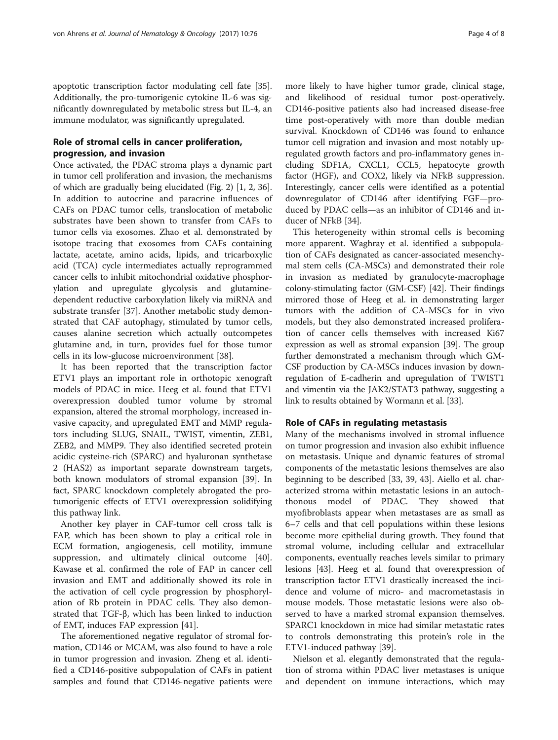apoptotic transcription factor modulating cell fate [35]. Additionally, the pro-tumorigenic cytokine IL-6 was significantly downregulated by metabolic stress but IL-4, an immune modulator, was significantly upregulated.

## Role of stromal cells in cancer proliferation, progression, and invasion

Once activated, the PDAC stroma plays a dynamic part in tumor cell proliferation and invasion, the mechanisms of which are gradually being elucidated (Fig. 2) [1, 2, 36]. In addition to autocrine and paracrine influences of CAFs on PDAC tumor cells, translocation of metabolic substrates have been shown to transfer from CAFs to tumor cells via exosomes. Zhao et al. demonstrated by isotope tracing that exosomes from CAFs containing lactate, acetate, amino acids, lipids, and tricarboxylic acid (TCA) cycle intermediates actually reprogrammed cancer cells to inhibit mitochondrial oxidative phosphorylation and upregulate glycolysis and glutamine-dependent reductive carboxylation likely via miRNA and substrate transfer [37]. Another metabolic study demonstrated that CAF autophagy, stimulated by tumor cells, causes alanine secretion which actually outcompetes glutamine and, in turn, provides fuel for those tumor cells in its low-glucose microenvironment [38].

It has been reported that the transcription factor ETV1 plays an important role in orthotopic xenograft models of PDAC in mice. Heeg et al. found that ETV1 overexpression doubled tumor volume by stromal expansion, altered the stromal morphology, increased invasive capacity, and upregulated EMT and MMP regulators including SLUG, SNAIL, TWIST, vimentin, ZEB1, ZEB2, and MMP9. They also identified secreted protein acidic cysteine-rich (SPARC) and hyaluronan synthetase 2 (HAS2) as important separate downstream targets, both known modulators of stromal expansion [39]. In fact, SPARC knockdown completely abrogated the pro-tumorigenic effects of ETV1 overexpression solidifying this pathway link.

Another key player in CAF-tumor cell cross talk is FAP, which has been shown to play a critical role in ECM formation, angiogenesis, cell motility, immune suppression, and ultimately clinical outcome [40]. Kawase et al. confirmed the role of FAP in cancer cell invasion and EMT and additionally showed its role in the activation of cell cycle progression by phosphorylation of Rb protein in PDAC cells. They also demonstrated that TGF-β, which has been linked to induction of EMT, induces FAP expression [41].

The aforementioned negative regulator of stromal formation, CD146 or MCAM, was also found to have a role in tumor progression and invasion. Zheng et al. identified a CD146-positive subpopulation of CAFs in patient samples and found that CD146-negative patients were more likely to have higher tumor grade, clinical stage, and likelihood of residual tumor post-operatively. CD146-positive patients also had increased disease-free time post-operatively with more than double median survival. Knockdown of CD146 was found to enhance tumor cell migration and invasion and most notably upregulated growth factors and pro-inflammatory genes including SDF1A, CXCL1, CCL5, hepatocyte growth factor (HGF), and COX2, likely via NFkB suppression. Interestingly, cancer cells were identified as a potential downregulator of CD146 after identifying FGF—produced by PDAC cells—as an inhibitor of CD146 and inducer of NFkB [34].

This heterogeneity within stromal cells is becoming more apparent. Waghray et al. identified a subpopulation of CAFs designated as cancer-associated mesenchymal stem cells (CA-MSCs) and demonstrated their role in invasion as mediated by granulocyte-macrophage colony-stimulating factor (GM-CSF) [42]. Their findings mirrored those of Heeg et al. in demonstrating larger tumors with the addition of CA-MSCs for in vivo models, but they also demonstrated increased proliferation of cancer cells themselves with increased Ki67 expression as well as stromal expansion [39]. The group further demonstrated a mechanism through which GM-CSF production by CA-MSCs induces invasion by downregulation of E-cadherin and upregulation of TWIST1 and vimentin via the JAK2/STAT3 pathway, suggesting a link to results obtained by Wormann et al. [33].

## Role of CAFs in regulating metastasis

Many of the mechanisms involved in stromal influence on tumor progression and invasion also exhibit influence on metastasis. Unique and dynamic features of stromal components of the metastatic lesions themselves are also beginning to be described [33, 39, 43]. Aiello et al. characterized stroma within metastatic lesions in an autochthonous model of PDAC. They showed that myofibroblasts appear when metastases are as small as 6–7 cells and that cell populations within these lesions become more epithelial during growth. They found that stromal volume, including cellular and extracellular components, eventually reaches levels similar to primary lesions [43]. Heeg et al. found that overexpression of transcription factor ETV1 drastically increased the incidence and volume of micro- and macrometastasis in mouse models. Those metastatic lesions were also observed to have a marked stromal expansion themselves. SPARC1 knockdown in mice had similar metastatic rates to controls demonstrating this protein's role in the ETV1-induced pathway [39].

Nielson et al. elegantly demonstrated that the regulation of stroma within PDAC liver metastases is unique and dependent on immune interactions, which may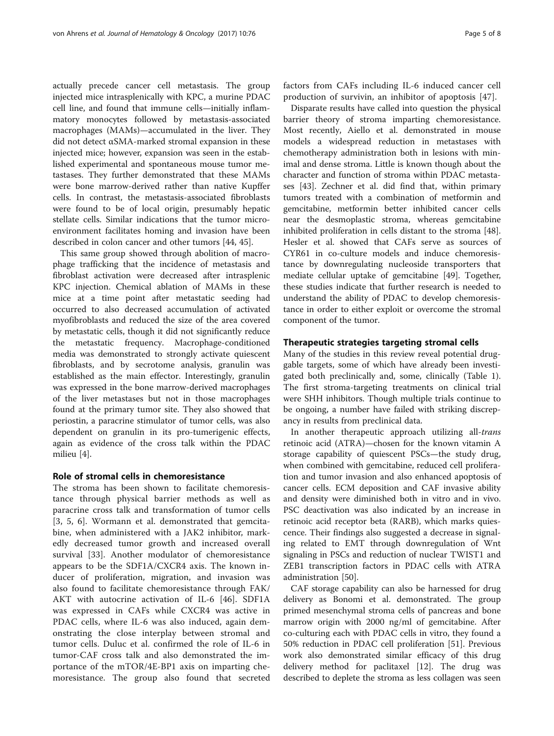actually precede cancer cell metastasis. The group injected mice intrasplenically with KPC, a murine PDAC cell line, and found that immune cells—initially inflammatory monocytes followed by metastasis-associated macrophages (MAMs)—accumulated in the liver. They did not detect αSMA-marked stromal expansion in these injected mice; however, expansion was seen in the established experimental and spontaneous mouse tumor metastases. They further demonstrated that these MAMs were bone marrow-derived rather than native Kupffer cells. In contrast, the metastasis-associated fibroblasts were found to be of local origin, presumably hepatic stellate cells. Similar indications that the tumor microenvironment facilitates homing and invasion have been described in colon cancer and other tumors [44, 45].

This same group showed through abolition of macrophage trafficking that the incidence of metastasis and fibroblast activation were decreased after intrasplenic KPC injection. Chemical ablation of MAMs in these mice at a time point after metastatic seeding had occurred to also decreased accumulation of activated myofibroblasts and reduced the size of the area covered by metastatic cells, though it did not significantly reduce the metastatic frequency. Macrophage-conditioned media was demonstrated to strongly activate quiescent fibroblasts, and by secrotome analysis, granulin was established as the main effector. Interestingly, granulin was expressed in the bone marrow-derived macrophages of the liver metastases but not in those macrophages found at the primary tumor site. They also showed that periostin, a paracrine stimulator of tumor cells, was also dependent on granulin in its pro-tumerigenic effects, again as evidence of the cross talk within the PDAC milieu [4].

## Role of stromal cells in chemoresistance

The stroma has been shown to facilitate chemoresistance through physical barrier methods as well as paracrine cross talk and transformation of tumor cells [3, 5, 6]. Wormann et al. demonstrated that gemcitabine, when administered with a JAK2 inhibitor, markedly decreased tumor growth and increased overall survival [33]. Another modulator of chemoresistance appears to be the SDF1A/CXCR4 axis. The known inducer of proliferation, migration, and invasion was also found to facilitate chemoresistance through FAK/AKT with autocrine activation of IL-6 [46]. SDF1A was expressed in CAFs while CXCR4 was active in PDAC cells, where IL-6 was also induced, again demonstrating the close interplay between stromal and tumor cells. Duluc et al. confirmed the role of IL-6 in tumor-CAF cross talk and also demonstrated the importance of the mTOR/4E-BP1 axis on imparting chemoresistance. The group also found that secreted factors from CAFs including IL-6 induced cancer cell production of survivin, an inhibitor of apoptosis [47].

Disparate results have called into question the physical barrier theory of stroma imparting chemoresistance. Most recently, Aiello et al. demonstrated in mouse models a widespread reduction in metastases with chemotherapy administration both in lesions with minimal and dense stroma. Little is known though about the character and function of stroma within PDAC metastases [43]. Zechner et al. did find that, within primary tumors treated with a combination of metformin and gemcitabine, metformin better inhibited cancer cells near the desmoplastic stroma, whereas gemcitabine inhibited proliferation in cells distant to the stroma [48]. Hesler et al. showed that CAFs serve as sources of CYR61 in co-culture models and induce chemoresistance by downregulating nucleoside transporters that mediate cellular uptake of gemcitabine [49]. Together, these studies indicate that further research is needed to understand the ability of PDAC to develop chemoresistance in order to either exploit or overcome the stromal component of the tumor.

## Therapeutic strategies targeting stromal cells

Many of the studies in this review reveal potential druggable targets, some of which have already been investigated both preclinically and, some, clinically (Table 1). The first stroma-targeting treatments on clinical trial were SHH inhibitors. Though multiple trials continue to be ongoing, a number have failed with striking discrepancy in results from preclinical data.

In another therapeutic approach utilizing all-*trans* retinoic acid (ATRA)—chosen for the known vitamin A storage capability of quiescent PSCs—the study drug, when combined with gemcitabine, reduced cell proliferation and tumor invasion and also enhanced apoptosis of cancer cells. ECM deposition and CAF invasive ability and density were diminished both in vitro and in vivo. PSC deactivation was also indicated by an increase in retinoic acid receptor beta (RARB), which marks quiescence. Their findings also suggested a decrease in signaling related to EMT through downregulation of Wnt signaling in PSCs and reduction of nuclear TWIST1 and ZEB1 transcription factors in PDAC cells with ATRA administration [50].

CAF storage capability can also be harnessed for drug delivery as Bonomi et al. demonstrated. The group primed mesenchymal stroma cells of pancreas and bone marrow origin with 2000 ng/ml of gemcitabine. After co-culturing each with PDAC cells in vitro, they found a 50% reduction in PDAC cell proliferation [51]. Previous work also demonstrated similar efficacy of this drug delivery method for paclitaxel [12]. The drug was described to deplete the stroma as less collagen was seen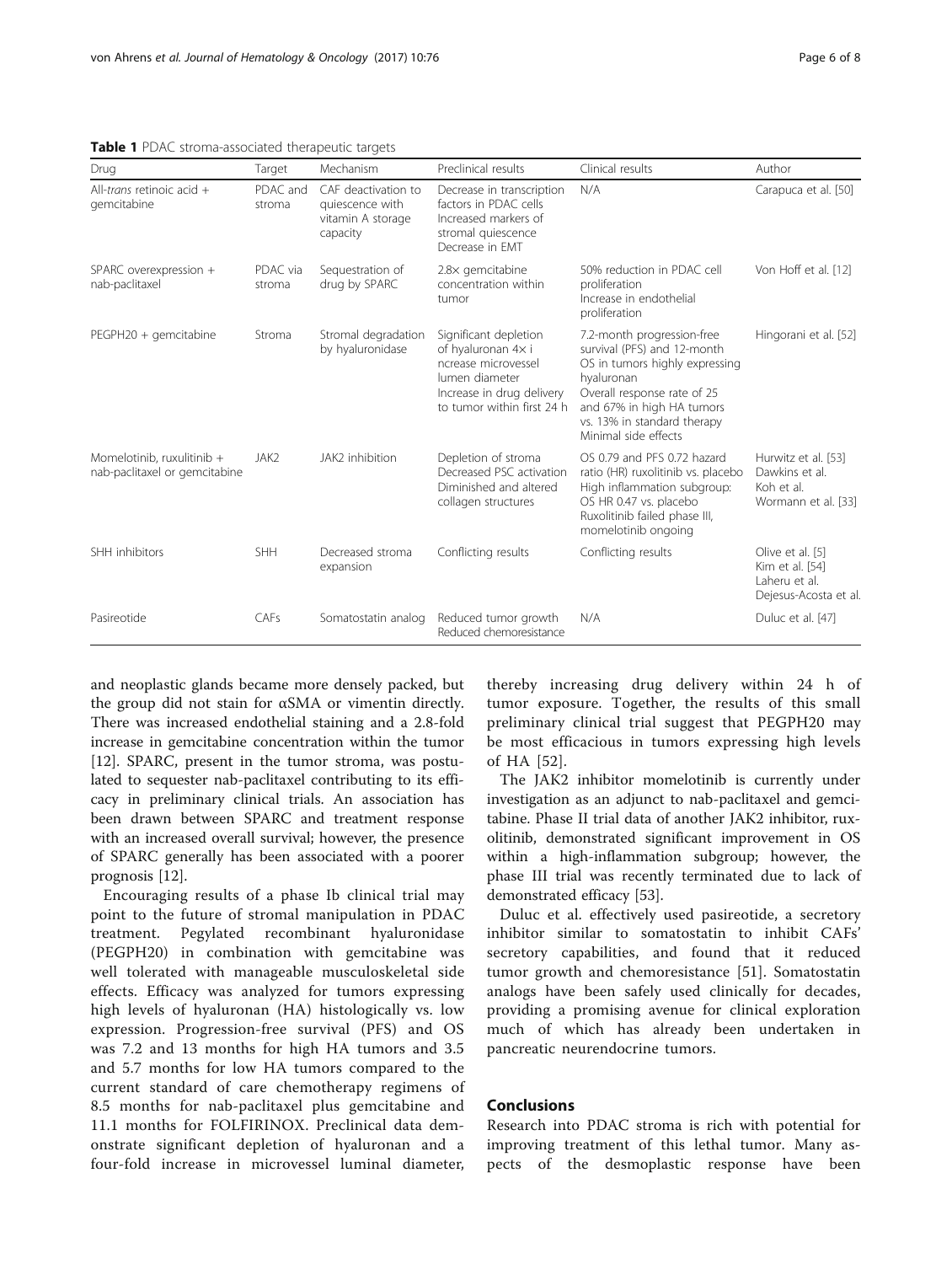**Table 1** PDAC stroma-associated therapeutic targets

| Drug | Target | Mechanism | Preclinical results | Clinical results | Author |
| --- | --- | --- | --- | --- | --- |
| All-*trans* retinoic acid + gemcitabine | PDAC and stroma | CAF deactivation to quiescence with vitamin A storage capacity | Decrease in transcription factors in PDAC cells<br>Increased markers of stromal quiescence<br>Decrease in EMT | N/A | Carapuca et al. [50] |
| SPARC overexpression + nab-paclitaxel | PDAC via stroma | Sequestration of drug by SPARC | 2.8× gemcitabine concentration within tumor | 50% reduction in PDAC cell proliferation<br>Increase in endothelial proliferation | Von Hoff et al. [12] |
| PEGPH20 + gemcitabine | Stroma | Stromal degradation by hyaluronidase | Significant depletion of hyaluronan 4× i ncrease microvessel lumen diameter<br>Increase in drug delivery to tumor within first 24 h | 7.2-month progression-free survival (PFS) and 12-month OS in tumors highly expressing hyaluronan<br>Overall response rate of 25 and 67% in high HA tumors vs. 13% in standard therapy<br>Minimal side effects | Hingorani et al. [52] |
| Momelotinib, ruxolitinib + nab-paclitaxel or gemcitabine | JAK2 | JAK2 inhibition | Depletion of stroma<br>Decreased PSC activation<br>Diminished and altered collagen structures | OS 0.79 and PFS 0.72 hazard ratio (HR) ruxolitinib vs. placebo<br>High inflammation subgroup: OS HR 0.47 vs. placebo<br>Ruxolitinib failed phase III, momelotinib ongoing | Hurwitz et al. [53]<br>Dawkins et al.<br>Koh et al.<br>Wormann et al. [33] |
| SHH inhibitors | SHH | Decreased stroma expansion | Conflicting results | Conflicting results | Olive et al. [5]<br>Kim et al. [54]<br>Laheru et al.<br>Dejesus-Acosta et al. |
| Pasireotide | CAFs | Somatostatin analog | Reduced tumor growth<br>Reduced chemoresistance | N/A | Duluc et al. [47] |

and neoplastic glands became more densely packed, but the group did not stain for αSMA or vimentin directly. There was increased endothelial staining and a 2.8-fold increase in gemcitabine concentration within the tumor [12]. SPARC, present in the tumor stroma, was postulated to sequester nab-paclitaxel contributing to its efficacy in preliminary clinical trials. An association has been drawn between SPARC and treatment response with an increased overall survival; however, the presence of SPARC generally has been associated with a poorer prognosis [12].

Encouraging results of a phase Ib clinical trial may point to the future of stromal manipulation in PDAC treatment. Pegylated recombinant hyaluronidase (PEGPH20) in combination with gemcitabine was well tolerated with manageable musculoskeletal side effects. Efficacy was analyzed for tumors expressing high levels of hyaluronan (HA) histologically vs. low expression. Progression-free survival (PFS) and OS was 7.2 and 13 months for high HA tumors and 3.5 and 5.7 months for low HA tumors compared to the current standard of care chemotherapy regimens of 8.5 months for nab-paclitaxel plus gemcitabine and 11.1 months for FOLFIRINOX. Preclinical data demonstrate significant depletion of hyaluronan and a four-fold increase in microvessel luminal diameter, thereby increasing drug delivery within 24 h of tumor exposure. Together, the results of this small preliminary clinical trial suggest that PEGPH20 may be most efficacious in tumors expressing high levels of HA [52].

The JAK2 inhibitor momelotinib is currently under investigation as an adjunct to nab-paclitaxel and gemcitabine. Phase II trial data of another JAK2 inhibitor, ruxolitinib, demonstrated significant improvement in OS within a high-inflammation subgroup; however, the phase III trial was recently terminated due to lack of demonstrated efficacy [53].

Duluc et al. effectively used pasireotide, a secretory inhibitor similar to somatostatin to inhibit CAFs' secretory capabilities, and found that it reduced tumor growth and chemoresistance [51]. Somatostatin analogs have been safely used clinically for decades, providing a promising avenue for clinical exploration much of which has already been undertaken in pancreatic neurendocrine tumors.

## Conclusions

Research into PDAC stroma is rich with potential for improving treatment of this lethal tumor. Many aspects of the desmoplastic response have been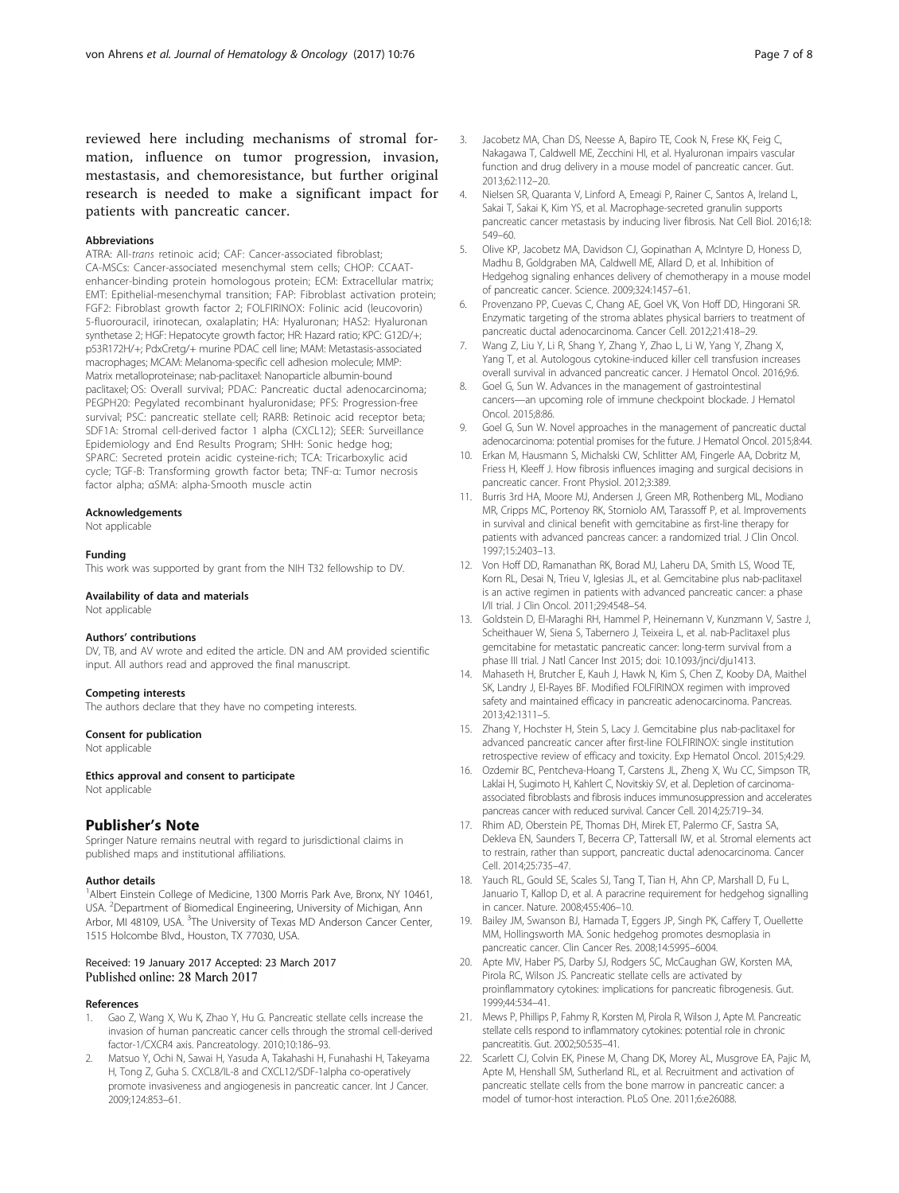reviewed here including mechanisms of stromal formation, influence on tumor progression, invasion, mestastasis, and chemoresistance, but further original research is needed to make a significant impact for patients with pancreatic cancer.

### Abbreviations

ATRA: All-*trans* retinoic acid; CAF: Cancer-associated fibroblast; CA-MSCs: Cancer-associated mesenchymal stem cells; CHOP: CCAAT-enhancer-binding protein homologous protein; ECM: Extracellular matrix; EMT: Epithelial-mesenchymal transition; FAP: Fibroblast activation protein; FGF2: Fibroblast growth factor 2; FOLFIRINOX: Folinic acid (leucovorin) 5-fluorouracil, irinotecan, oxalaplatin; HA: Hyaluronan; HAS2: Hyaluronan synthetase 2; HGF: Hepatocyte growth factor; HR: Hazard ratio; KPC: G12D/+; p53R172H/+; PdxCretg/+ murine PDAC cell line; MAM: Metastasis-associated macrophages; MCAM: Melanoma-specific cell adhesion molecule; MMP: Matrix metalloproteinase; nab-paclitaxel: Nanoparticle albumin-bound paclitaxel; OS: Overall survival; PDAC: Pancreatic ductal adenocarcinoma; PEGPH20: Pegylated recombinant hyaluronidase; PFS: Progression-free survival; PSC: pancreatic stellate cell; RARB: Retinoic acid receptor beta; SDF1A: Stromal cell-derived factor 1 alpha (CXCL12); SEER: Surveillance Epidemiology and End Results Program; SHH: Sonic hedge hog; SPARC: Secreted protein acidic cysteine-rich; TCA: Tricarboxylic acid cycle; TGF-B: Transforming growth factor beta; TNF-α: Tumor necrosis factor alpha; αSMA: alpha-Smooth muscle actin

### Acknowledgements

Not applicable

### Funding

This work was supported by grant from the NIH T32 fellowship to DV.

### Availability of data and materials

Not applicable

### Authors' contributions

DV, TB, and AV wrote and edited the article. DN and AM provided scientific input. All authors read and approved the final manuscript.

### Competing interests

The authors declare that they have no competing interests.

### Consent for publication

Not applicable

### Ethics approval and consent to participate

Not applicable

## Publisher's Note

Springer Nature remains neutral with regard to jurisdictional claims in published maps and institutional affiliations.

### Author details

[1]Albert Einstein College of Medicine, 1300 Morris Park Ave, Bronx, NY 10461, USA. [2]Department of Biomedical Engineering, University of Michigan, Ann Arbor, MI 48109, USA. [3]The University of Texas MD Anderson Cancer Center, 1515 Holcombe Blvd., Houston, TX 77030, USA.

Received: 19 January 2017 Accepted: 23 March 2017
Published online: 28 March 2017

### References

1. Gao Z, Wang X, Wu K, Zhao Y, Hu G. Pancreatic stellate cells increase the invasion of human pancreatic cancer cells through the stromal cell-derived factor-1/CXCR4 axis. Pancreatology. 2010;10:186–93.
2. Matsuo Y, Ochi N, Sawai H, Yasuda A, Takahashi H, Funahashi H, Takeyama H, Tong Z, Guha S. CXCL8/IL-8 and CXCL12/SDF-1alpha co-operatively promote invasiveness and angiogenesis in pancreatic cancer. Int J Cancer. 2009;124:853–61.
3. Jacobetz MA, Chan DS, Neesse A, Bapiro TE, Cook N, Frese KK, Feig C, Nakagawa T, Caldwell ME, Zecchini HI, et al. Hyaluronan impairs vascular function and drug delivery in a mouse model of pancreatic cancer. Gut. 2013;62:112–20.
4. Nielsen SR, Quaranta V, Linford A, Emeagi P, Rainer C, Santos A, Ireland L, Sakai T, Sakai K, Kim YS, et al. Macrophage-secreted granulin supports pancreatic cancer metastasis by inducing liver fibrosis. Nat Cell Biol. 2016;18:549–60.
5. Olive KP, Jacobetz MA, Davidson CJ, Gopinathan A, McIntyre D, Honess D, Madhu B, Goldgraben MA, Caldwell ME, Allard D, et al. Inhibition of Hedgehog signaling enhances delivery of chemotherapy in a mouse model of pancreatic cancer. Science. 2009;324:1457–61.
6. Provenzano PP, Cuevas C, Chang AE, Goel VK, Von Hoff DD, Hingorani SR. Enzymatic targeting of the stroma ablates physical barriers to treatment of pancreatic ductal adenocarcinoma. Cancer Cell. 2012;21:418–29.
7. Wang Z, Liu Y, Li R, Shang Y, Zhang Y, Zhao L, Li W, Yang Y, Zhang X, Yang T, et al. Autologous cytokine-induced killer cell transfusion increases overall survival in advanced pancreatic cancer. J Hematol Oncol. 2016;9:6.
8. Goel G, Sun W. Advances in the management of gastrointestinal cancers—an upcoming role of immune checkpoint blockade. J Hematol Oncol. 2015;8:86.
9. Goel G, Sun W. Novel approaches in the management of pancreatic ductal adenocarcinoma: potential promises for the future. J Hematol Oncol. 2015;8:44.
10. Erkan M, Hausmann S, Michalski CW, Schlitter AM, Fingerle AA, Dobritz M, Friess H, Kleeff J. How fibrosis influences imaging and surgical decisions in pancreatic cancer. Front Physiol. 2012;3:389.
11. Burris 3rd HA, Moore MJ, Andersen J, Green MR, Rothenberg ML, Modiano MR, Cripps MC, Portenoy RK, Storniolo AM, Tarassoff P, et al. Improvements in survival and clinical benefit with gemcitabine as first-line therapy for patients with advanced pancreas cancer: a randomized trial. J Clin Oncol. 1997;15:2403–13.
12. Von Hoff DD, Ramanathan RK, Borad MJ, Laheru DA, Smith LS, Wood TE, Korn RL, Desai N, Trieu V, Iglesias JL, et al. Gemcitabine plus nab-paclitaxel is an active regimen in patients with advanced pancreatic cancer: a phase I/II trial. J Clin Oncol. 2011;29:4548–54.
13. Goldstein D, El-Maraghi RH, Hammel P, Heinemann V, Kunzmann V, Sastre J, Scheithauer W, Siena S, Tabernero J, Teixeira L, et al. nab-Paclitaxel plus gemcitabine for metastatic pancreatic cancer: long-term survival from a phase III trial. J Natl Cancer Inst 2015; doi: 10.1093/jnci/dju1413.
14. Mahaseth H, Brutcher E, Kauh J, Hawk N, Kim S, Chen Z, Kooby DA, Maithel SK, Landry J, El-Rayes BF. Modified FOLFIRINOX regimen with improved safety and maintained efficacy in pancreatic adenocarcinoma. Pancreas. 2013;42:1311–5.
15. Zhang Y, Hochster H, Stein S, Lacy J. Gemcitabine plus nab-paclitaxel for advanced pancreatic cancer after first-line FOLFIRINOX: single institution retrospective review of efficacy and toxicity. Exp Hematol Oncol. 2015;4:29.
16. Ozdemir BC, Pentcheva-Hoang T, Carstens JL, Zheng X, Wu CC, Simpson TR, Laklai H, Sugimoto H, Kahlert C, Novitskiy SV, et al. Depletion of carcinoma-associated fibroblasts and fibrosis induces immunosuppression and accelerates pancreas cancer with reduced survival. Cancer Cell. 2014;25:719–34.
17. Rhim AD, Oberstein PE, Thomas DH, Mirek ET, Palermo CF, Sastra SA, Dekleva EN, Saunders T, Becerra CP, Tattersall IW, et al. Stromal elements act to restrain, rather than support, pancreatic ductal adenocarcinoma. Cancer Cell. 2014;25:735–47.
18. Yauch RL, Gould SE, Scales SJ, Tang T, Tian H, Ahn CP, Marshall D, Fu L, Januario T, Kallop D, et al. A paracrine requirement for hedgehog signalling in cancer. Nature. 2008;455:406–10.
19. Bailey JM, Swanson BJ, Hamada T, Eggers JP, Singh PK, Caffery T, Ouellette MM, Hollingsworth MA. Sonic hedgehog promotes desmoplasia in pancreatic cancer. Clin Cancer Res. 2008;14:5995–6004.
20. Apte MV, Haber PS, Darby SJ, Rodgers SC, McCaughan GW, Korsten MA, Pirola RC, Wilson JS. Pancreatic stellate cells are activated by proinflammatory cytokines: implications for pancreatic fibrogenesis. Gut. 1999;44:534–41.
21. Mews P, Phillips P, Fahmy R, Korsten M, Pirola R, Wilson J, Apte M. Pancreatic stellate cells respond to inflammatory cytokines: potential role in chronic pancreatitis. Gut. 2002;50:535–41.
22. Scarlett CJ, Colvin EK, Pinese M, Chang DK, Morey AL, Musgrove EA, Pajic M, Apte M, Henshall SM, Sutherland RL, et al. Recruitment and activation of pancreatic stellate cells from the bone marrow in pancreatic cancer: a model of tumor-host interaction. PLoS One. 2011;6:e26088.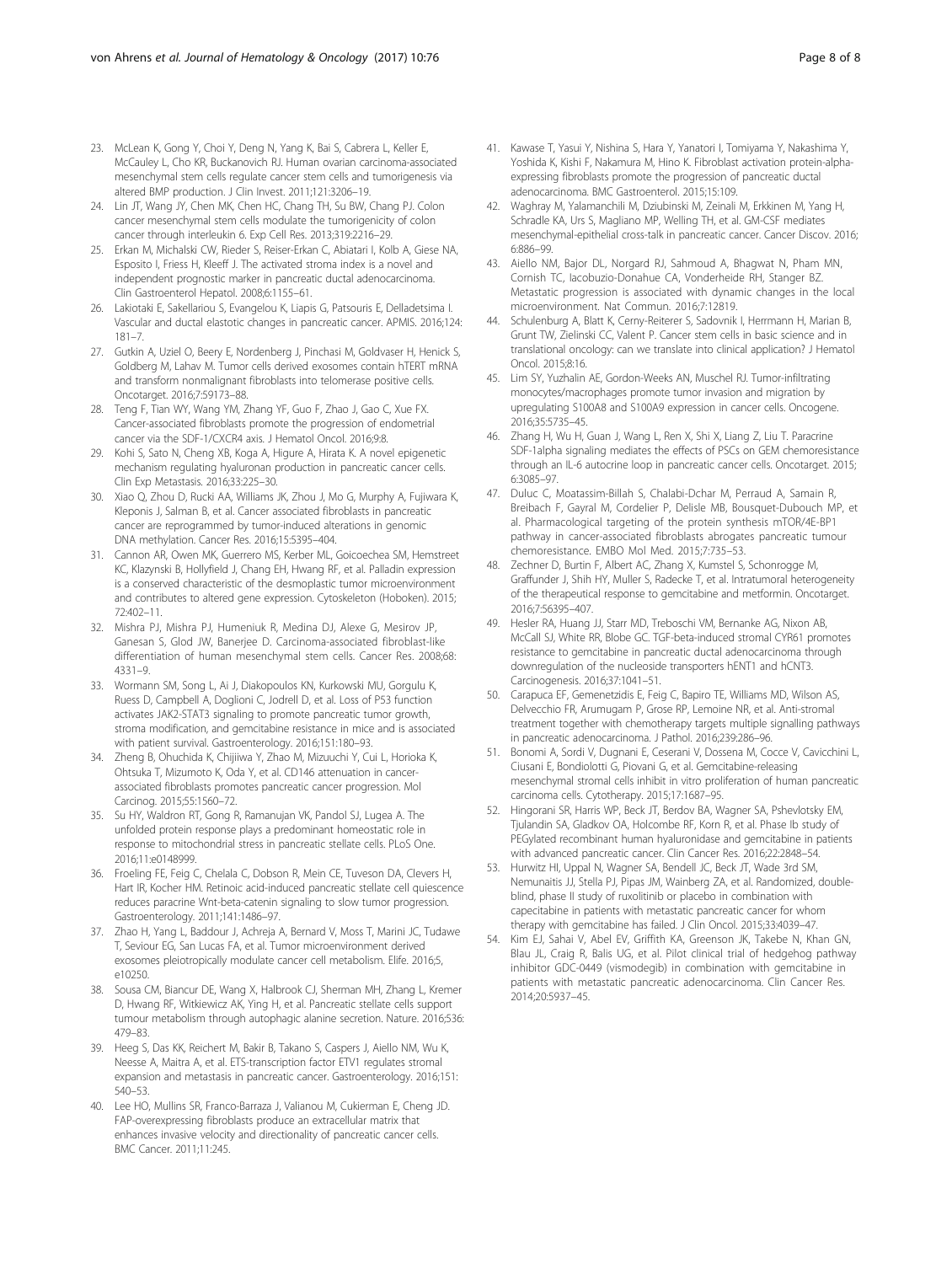23. McLean K, Gong Y, Choi Y, Deng N, Yang K, Bai S, Cabrera L, Keller E, McCauley L, Cho KR, Buckanovich RJ. Human ovarian carcinoma-associated mesenchymal stem cells regulate cancer stem cells and tumorigenesis via altered BMP production. J Clin Invest. 2011;121:3206–19.
24. Lin JT, Wang JY, Chen MK, Chen HC, Chang TH, Su BW, Chang PJ. Colon cancer mesenchymal stem cells modulate the tumorigenicity of colon cancer through interleukin 6. Exp Cell Res. 2013;319:2216–29.
25. Erkan M, Michalski CW, Rieder S, Reiser-Erkan C, Abiatari I, Kolb A, Giese NA, Esposito I, Friess H, Kleeff J. The activated stroma index is a novel and independent prognostic marker in pancreatic ductal adenocarcinoma. Clin Gastroenterol Hepatol. 2008;6:1155–61.
26. Lakiotaki E, Sakellariou S, Evangelou K, Liapis G, Patsouris E, Delladetsima I. Vascular and ductal elastotic changes in pancreatic cancer. APMIS. 2016;124: 181–7.
27. Gutkin A, Uziel O, Beery E, Nordenberg J, Pinchasi M, Goldvaser H, Henick S, Goldberg M, Lahav M. Tumor cells derived exosomes contain hTERT mRNA and transform nonmalignant fibroblasts into telomerase positive cells. Oncotarget. 2016;7:59173–88.
28. Teng F, Tian WY, Wang YM, Zhang YF, Guo F, Zhao J, Gao C, Xue FX. Cancer-associated fibroblasts promote the progression of endometrial cancer via the SDF-1/CXCR4 axis. J Hematol Oncol. 2016;9:8.
29. Kohi S, Sato N, Cheng XB, Koga A, Higure A, Hirata K. A novel epigenetic mechanism regulating hyaluronan production in pancreatic cancer cells. Clin Exp Metastasis. 2016;33:225–30.
30. Xiao Q, Zhou D, Rucki AA, Williams JK, Zhou J, Mo G, Murphy A, Fujiwara K, Kleponis J, Salman B, et al. Cancer associated fibroblasts in pancreatic cancer are reprogrammed by tumor-induced alterations in genomic DNA methylation. Cancer Res. 2016;15:5395–404.
31. Cannon AR, Owen MK, Guerrero MS, Kerber ML, Goicoechea SM, Hemstreet KC, Klazynski B, Hollyfield J, Chang EH, Hwang RF, et al. Palladin expression is a conserved characteristic of the desmoplastic tumor microenvironment and contributes to altered gene expression. Cytoskeleton (Hoboken). 2015; 72:402–11.
32. Mishra PJ, Mishra PJ, Humeniuk R, Medina DJ, Alexe G, Mesirov JP, Ganesan S, Glod JW, Banerjee D. Carcinoma-associated fibroblast-like differentiation of human mesenchymal stem cells. Cancer Res. 2008;68: 4331–9.
33. Wormann SM, Song L, Ai J, Diakopoulos KN, Kurkowski MU, Gorgulu K, Ruess D, Campbell A, Doglioni C, Jodrell D, et al. Loss of P53 function activates JAK2-STAT3 signaling to promote pancreatic tumor growth, stroma modification, and gemcitabine resistance in mice and is associated with patient survival. Gastroenterology. 2016;151:180–93.
34. Zheng B, Ohuchida K, Chijiiwa Y, Zhao M, Mizuuchi Y, Cui L, Horioka K, Ohtsuka T, Mizumoto K, Oda Y, et al. CD146 attenuation in cancer-associated fibroblasts promotes pancreatic cancer progression. Mol Carcinog. 2015;55:1560–72.
35. Su HY, Waldron RT, Gong R, Ramanujan VK, Pandol SJ, Lugea A. The unfolded protein response plays a predominant homeostatic role in response to mitochondrial stress in pancreatic stellate cells. PLoS One. 2016;11:e0148999.
36. Froeling FE, Feig C, Chelala C, Dobson R, Mein CE, Tuveson DA, Clevers H, Hart IR, Kocher HM. Retinoic acid-induced pancreatic stellate cell quiescence reduces paracrine Wnt-beta-catenin signaling to slow tumor progression. Gastroenterology. 2011;141:1486–97.
37. Zhao H, Yang L, Baddour J, Achreja A, Bernard V, Moss T, Marini JC, Tudawe T, Seviour EG, San Lucas FA, et al. Tumor microenvironment derived exosomes pleiotropically modulate cancer cell metabolism. Elife. 2016;5, e10250.
38. Sousa CM, Biancur DE, Wang X, Halbrook CJ, Sherman MH, Zhang L, Kremer D, Hwang RF, Witkiewicz AK, Ying H, et al. Pancreatic stellate cells support tumour metabolism through autophagic alanine secretion. Nature. 2016;536: 479–83.
39. Heeg S, Das KK, Reichert M, Bakir B, Takano S, Caspers J, Aiello NM, Wu K, Neesse A, Maitra A, et al. ETS-transcription factor ETV1 regulates stromal expansion and metastasis in pancreatic cancer. Gastroenterology. 2016;151: 540–53.
40. Lee HO, Mullins SR, Franco-Barraza J, Valianou M, Cukierman E, Cheng JD. FAP-overexpressing fibroblasts produce an extracellular matrix that enhances invasive velocity and directionality of pancreatic cancer cells. BMC Cancer. 2011;11:245.
41. Kawase T, Yasui Y, Nishina S, Hara Y, Yanatori I, Tomiyama Y, Nakashima Y, Yoshida K, Kishi F, Nakamura M, Hino K. Fibroblast activation protein-alpha-expressing fibroblasts promote the progression of pancreatic ductal adenocarcinoma. BMC Gastroenterol. 2015;15:109.
42. Waghray M, Yalamanchili M, Dziubinski M, Zeinali M, Erkkinen M, Yang H, Schradle KA, Urs S, Magliano MP, Welling TH, et al. GM-CSF mediates mesenchymal-epithelial cross-talk in pancreatic cancer. Cancer Discov. 2016; 6:886–99.
43. Aiello NM, Bajor DL, Norgard RJ, Sahmoud A, Bhagwat N, Pham MN, Cornish TC, Iacobuzio-Donahue CA, Vonderheide RH, Stanger BZ. Metastatic progression is associated with dynamic changes in the local microenvironment. Nat Commun. 2016;7:12819.
44. Schulenburg A, Blatt K, Cerny-Reiterer S, Sadovnik I, Herrmann H, Marian B, Grunt TW, Zielinski CC, Valent P. Cancer stem cells in basic science and in translational oncology: can we translate into clinical application? J Hematol Oncol. 2015;8:16.
45. Lim SY, Yuzhalin AE, Gordon-Weeks AN, Muschel RJ. Tumor-infiltrating monocytes/macrophages promote tumor invasion and migration by upregulating S100A8 and S100A9 expression in cancer cells. Oncogene. 2016;35:5735–45.
46. Zhang H, Wu H, Guan J, Wang L, Ren X, Shi X, Liang Z, Liu T. Paracrine SDF-1alpha signaling mediates the effects of PSCs on GEM chemoresistance through an IL-6 autocrine loop in pancreatic cancer cells. Oncotarget. 2015; 6:3085–97.
47. Duluc C, Moatassim-Billah S, Chalabi-Dchar M, Perraud A, Samain R, Breibach F, Gayral M, Cordelier P, Delisle MB, Bousquet-Dubouch MP, et al. Pharmacological targeting of the protein synthesis mTOR/4E-BP1 pathway in cancer-associated fibroblasts abrogates pancreatic tumour chemoresistance. EMBO Mol Med. 2015;7:735–53.
48. Zechner D, Burtin F, Albert AC, Zhang X, Kumstel S, Schonrogge M, Graffunder J, Shih HY, Muller S, Radecke T, et al. Intratumoral heterogeneity of the therapeutical response to gemcitabine and metformin. Oncotarget. 2016;7:56395–407.
49. Hesler RA, Huang JJ, Starr MD, Treboschi VM, Bernanke AG, Nixon AB, McCall SJ, White RR, Blobe GC. TGF-beta-induced stromal CYR61 promotes resistance to gemcitabine in pancreatic ductal adenocarcinoma through downregulation of the nucleoside transporters hENT1 and hCNT3. Carcinogenesis. 2016;37:1041–51.
50. Carapuca EF, Gemenetzidis E, Feig C, Bapiro TE, Williams MD, Wilson AS, Delvecchio FR, Arumugam P, Grose RP, Lemoine NR, et al. Anti-stromal treatment together with chemotherapy targets multiple signalling pathways in pancreatic adenocarcinoma. J Pathol. 2016;239:286–96.
51. Bonomi A, Sordi V, Dugnani E, Ceserani V, Dossena M, Cocce V, Cavicchini L, Ciusani E, Bondiolotti G, Piovani G, et al. Gemcitabine-releasing mesenchymal stromal cells inhibit in vitro proliferation of human pancreatic carcinoma cells. Cytotherapy. 2015;17:1687–95.
52. Hingorani SR, Harris WP, Beck JT, Berdov BA, Wagner SA, Pshevlotsky EM, Tjulandin SA, Gladkov OA, Holcombe RF, Korn R, et al. Phase Ib study of PEGylated recombinant human hyaluronidase and gemcitabine in patients with advanced pancreatic cancer. Clin Cancer Res. 2016;22:2848–54.
53. Hurwitz HI, Uppal N, Wagner SA, Bendell JC, Beck JT, Wade 3rd SM, Nemunaitis JJ, Stella PJ, Pipas JM, Wainberg ZA, et al. Randomized, double-blind, phase II study of ruxolitinib or placebo in combination with capecitabine in patients with metastatic pancreatic cancer for whom therapy with gemcitabine has failed. J Clin Oncol. 2015;33:4039–47.
54. Kim EJ, Sahai V, Abel EV, Griffith KA, Greenson JK, Takebe N, Khan GN, Blau JL, Craig R, Balis UG, et al. Pilot clinical trial of hedgehog pathway inhibitor GDC-0449 (vismodegib) in combination with gemcitabine in patients with metastatic pancreatic adenocarcinoma. Clin Cancer Res. 2014;20:5937–45.